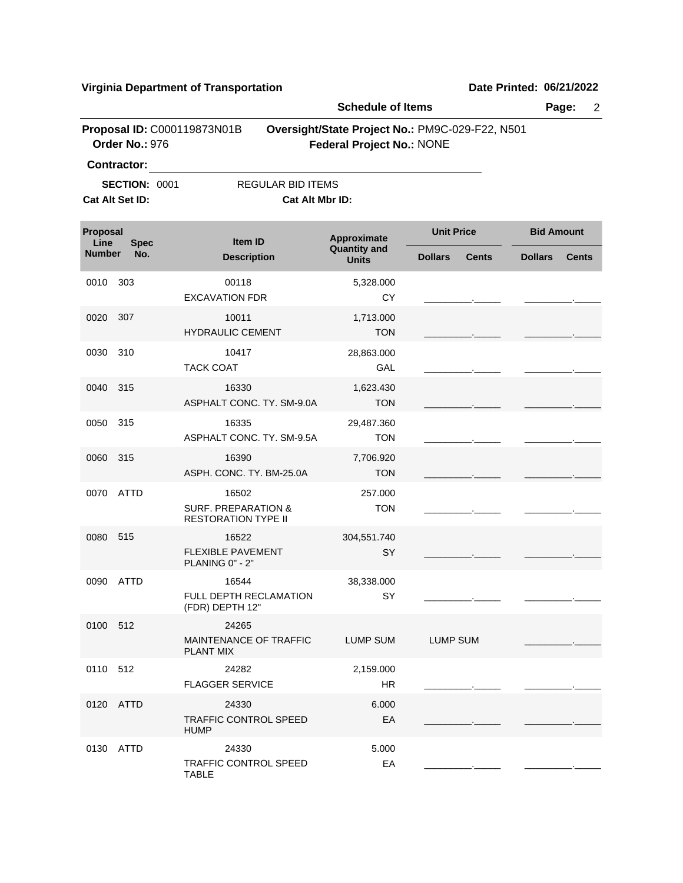**Virginia Department of Transportation** — **Date Printed: 06/21/2022**

**Schedule of Items**

**Proposal ID:** C000119873N01B — **Oversight/State Project No.:** PM9C-029-F22, N501

**Order No.:** 976 — **Federal Project No.:** NONE

**Contractor:** ______________________________

**SECTION:** 0001 — REGULAR BID ITEMS

**Cat Alt Set ID:** — **Cat Alt Mbr ID:**

| Proposal Line Number | Spec No. | Item ID / Description | Approximate Quantity and Units | Unit Price Dollars | Unit Price Cents | Bid Amount Dollars | Bid Amount Cents |
|---|---|---|---|---|---|---|---|
| 0010 | 303 | 00118 EXCAVATION FDR | 5,328.000 CY | _________ | _____ | _________ | _____ |
| 0020 | 307 | 10011 HYDRAULIC CEMENT | 1,713.000 TON | _________ | _____ | _________ | _____ |
| 0030 | 310 | 10417 TACK COAT | 28,863.000 GAL | _________ | _____ | _________ | _____ |
| 0040 | 315 | 16330 ASPHALT CONC. TY. SM-9.0A | 1,623.430 TON | _________ | _____ | _________ | _____ |
| 0050 | 315 | 16335 ASPHALT CONC. TY. SM-9.5A | 29,487.360 TON | _________ | _____ | _________ | _____ |
| 0060 | 315 | 16390 ASPH. CONC. TY. BM-25.0A | 7,706.920 TON | _________ | _____ | _________ | _____ |
| 0070 | ATTD | 16502 SURF. PREPARATION & RESTORATION TYPE II | 257.000 TON | _________ | _____ | _________ | _____ |
| 0080 | 515 | 16522 FLEXIBLE PAVEMENT PLANING 0" - 2" | 304,551.740 SY | _________ | _____ | _________ | _____ |
| 0090 | ATTD | 16544 FULL DEPTH RECLAMATION (FDR) DEPTH 12" | 38,338.000 SY | _________ | _____ | _________ | _____ |
| 0100 | 512 | 24265 MAINTENANCE OF TRAFFIC PLANT MIX | LUMP SUM | LUMP SUM | | _________ | _____ |
| 0110 | 512 | 24282 FLAGGER SERVICE | 2,159.000 HR | _________ | _____ | _________ | _____ |
| 0120 | ATTD | 24330 TRAFFIC CONTROL SPEED HUMP | 6.000 EA | _________ | _____ | _________ | _____ |
| 0130 | ATTD | 24330 TRAFFIC CONTROL SPEED TABLE | 5.000 EA | _________ | _____ | _________ | _____ |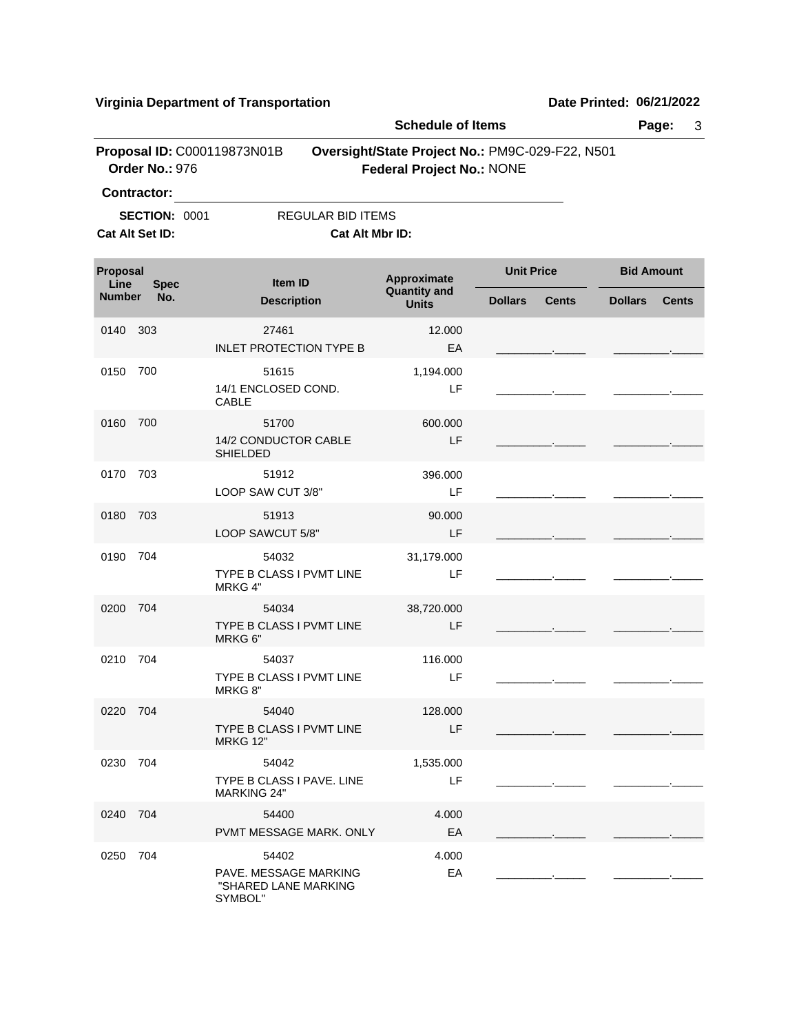**Virginia Department of Transportation** **Date Printed: 06/21/2022**

**Schedule of Items**

**Proposal ID:** C000119873N01B **Oversight/State Project No.:** PM9C-029-F22, N501
**Order No.:** 976 **Federal Project No.:** NONE

**Contractor:** ____________________

**SECTION:** 0001 REGULAR BID ITEMS

**Cat Alt Set ID:** **Cat Alt Mbr ID:**

| Proposal Line Number | Spec No. | Item ID / Description | Approximate Quantity and Units | Unit Price Dollars | Unit Price Cents | Bid Amount Dollars | Bid Amount Cents |
|---|---|---|---|---|---|---|---|
| 0140 | 303 | 27461<br>INLET PROTECTION TYPE B | 12.000<br>EA | | | | |
| 0150 | 700 | 51615<br>14/1 ENCLOSED COND. CABLE | 1,194.000<br>LF | | | | |
| 0160 | 700 | 51700<br>14/2 CONDUCTOR CABLE SHIELDED | 600.000<br>LF | | | | |
| 0170 | 703 | 51912<br>LOOP SAW CUT 3/8" | 396.000<br>LF | | | | |
| 0180 | 703 | 51913<br>LOOP SAWCUT 5/8" | 90.000<br>LF | | | | |
| 0190 | 704 | 54032<br>TYPE B CLASS I PVMT LINE MRKG 4" | 31,179.000<br>LF | | | | |
| 0200 | 704 | 54034<br>TYPE B CLASS I PVMT LINE MRKG 6" | 38,720.000<br>LF | | | | |
| 0210 | 704 | 54037<br>TYPE B CLASS I PVMT LINE MRKG 8" | 116.000<br>LF | | | | |
| 0220 | 704 | 54040<br>TYPE B CLASS I PVMT LINE MRKG 12" | 128.000<br>LF | | | | |
| 0230 | 704 | 54042<br>TYPE B CLASS I PAVE. LINE MARKING 24" | 1,535.000<br>LF | | | | |
| 0240 | 704 | 54400<br>PVMT MESSAGE MARK. ONLY | 4.000<br>EA | | | | |
| 0250 | 704 | 54402<br>PAVE. MESSAGE MARKING "SHARED LANE MARKING SYMBOL" | 4.000<br>EA | | | | |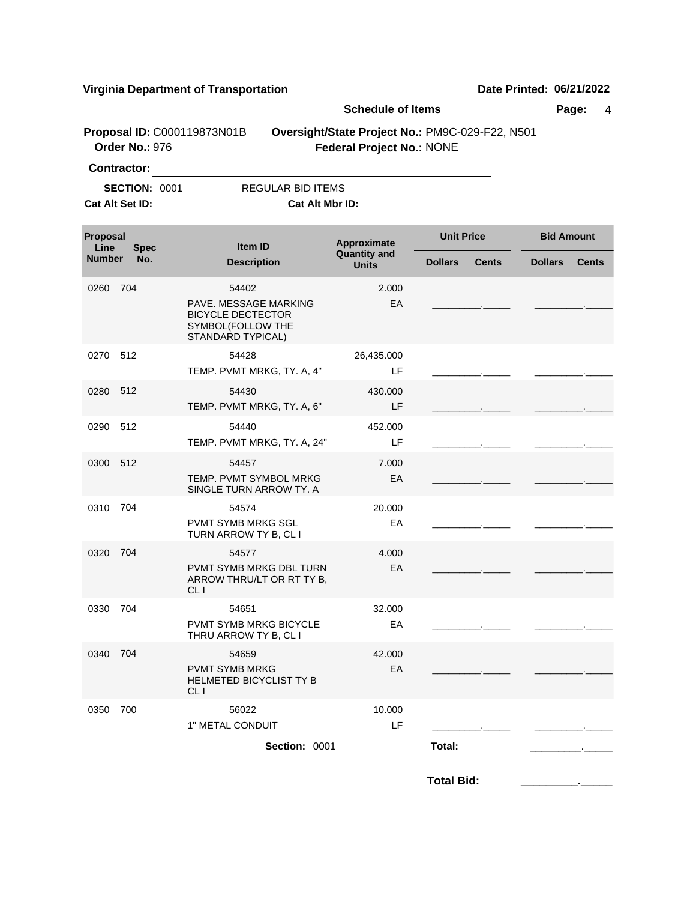**Virginia Department of Transportation** **Date Printed: 06/21/2022**

**Schedule of Items**

**Proposal ID:** C000119873N01B **Oversight/State Project No.:** PM9C-029-F22, N501

**Order No.:** 976 **Federal Project No.:** NONE

**Contractor:** ______________________________

**SECTION:** 0001 REGULAR BID ITEMS

**Cat Alt Set ID:** **Cat Alt Mbr ID:**

| Proposal Line Number | Spec No. | Item ID / Description | Approximate Quantity and Units | Unit Price Dollars | Unit Price Cents | Bid Amount Dollars | Bid Amount Cents |
|---|---|---|---|---|---|---|---|
| 0260 | 704 | 54402 PAVE. MESSAGE MARKING BICYCLE DECTECTOR SYMBOL(FOLLOW THE STANDARD TYPICAL) | 2.000 EA | _________ | _____ | _________ | _____ |
| 0270 | 512 | 54428 TEMP. PVMT MRKG, TY. A, 4" | 26,435.000 LF | _________ | _____ | _________ | _____ |
| 0280 | 512 | 54430 TEMP. PVMT MRKG, TY. A, 6" | 430.000 LF | _________ | _____ | _________ | _____ |
| 0290 | 512 | 54440 TEMP. PVMT MRKG, TY. A, 24" | 452.000 LF | _________ | _____ | _________ | _____ |
| 0300 | 512 | 54457 TEMP. PVMT SYMBOL MRKG SINGLE TURN ARROW TY. A | 7.000 EA | _________ | _____ | _________ | _____ |
| 0310 | 704 | 54574 PVMT SYMB MRKG SGL TURN ARROW TY B, CL I | 20.000 EA | _________ | _____ | _________ | _____ |
| 0320 | 704 | 54577 PVMT SYMB MRKG DBL TURN ARROW THRU/LT OR RT TY B, CL I | 4.000 EA | _________ | _____ | _________ | _____ |
| 0330 | 704 | 54651 PVMT SYMB MRKG BICYCLE THRU ARROW TY B, CL I | 32.000 EA | _________ | _____ | _________ | _____ |
| 0340 | 704 | 54659 PVMT SYMB MRKG HELMETED BICYCLIST TY B CL I | 42.000 EA | _________ | _____ | _________ | _____ |
| 0350 | 700 | 56022 1" METAL CONDUIT | 10.000 LF | _________ | _____ | _________ | _____ |
| | | **Section:** 0001 | | **Total:** | | _________ | _____ |

**Total Bid:** _________._____